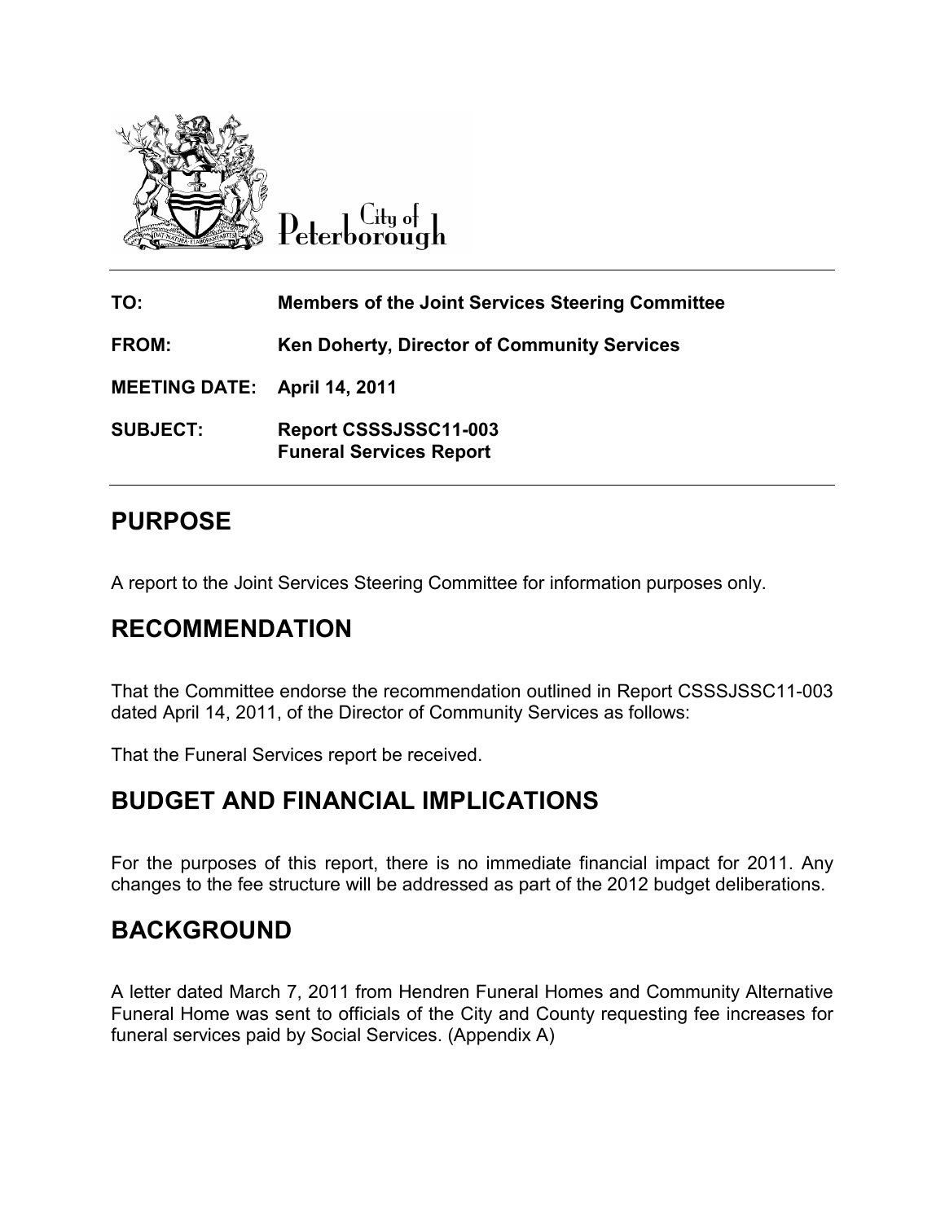City of Peterborough

**TO:** Members of the Joint Services Steering Committee

**FROM:** Ken Doherty, Director of Community Services

**MEETING DATE:** April 14, 2011

**SUBJECT:** Report CSSSJSSC11-003
Funeral Services Report

## PURPOSE

A report to the Joint Services Steering Committee for information purposes only.

## RECOMMENDATION

That the Committee endorse the recommendation outlined in Report CSSSJSSC11-003 dated April 14, 2011, of the Director of Community Services as follows:

That the Funeral Services report be received.

## BUDGET AND FINANCIAL IMPLICATIONS

For the purposes of this report, there is no immediate financial impact for 2011. Any changes to the fee structure will be addressed as part of the 2012 budget deliberations.

## BACKGROUND

A letter dated March 7, 2011 from Hendren Funeral Homes and Community Alternative Funeral Home was sent to officials of the City and County requesting fee increases for funeral services paid by Social Services. (Appendix A)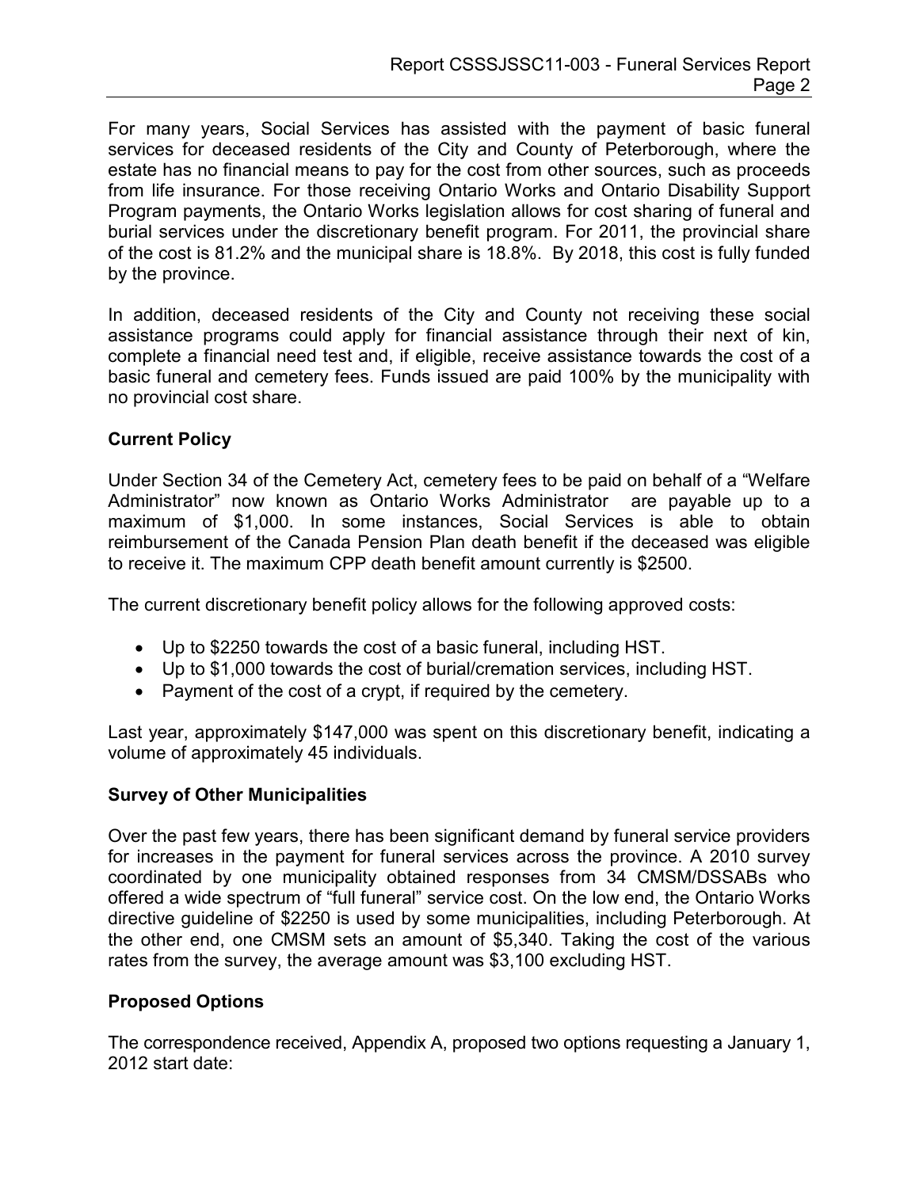For many years, Social Services has assisted with the payment of basic funeral services for deceased residents of the City and County of Peterborough, where the estate has no financial means to pay for the cost from other sources, such as proceeds from life insurance. For those receiving Ontario Works and Ontario Disability Support Program payments, the Ontario Works legislation allows for cost sharing of funeral and burial services under the discretionary benefit program. For 2011, the provincial share of the cost is 81.2% and the municipal share is 18.8%. By 2018, this cost is fully funded by the province.

In addition, deceased residents of the City and County not receiving these social assistance programs could apply for financial assistance through their next of kin, complete a financial need test and, if eligible, receive assistance towards the cost of a basic funeral and cemetery fees. Funds issued are paid 100% by the municipality with no provincial cost share.

**Current Policy**

Under Section 34 of the Cemetery Act, cemetery fees to be paid on behalf of a "Welfare Administrator" now known as Ontario Works Administrator are payable up to a maximum of $1,000. In some instances, Social Services is able to obtain reimbursement of the Canada Pension Plan death benefit if the deceased was eligible to receive it. The maximum CPP death benefit amount currently is $2500.

The current discretionary benefit policy allows for the following approved costs:

- Up to $2250 towards the cost of a basic funeral, including HST.
- Up to $1,000 towards the cost of burial/cremation services, including HST.
- Payment of the cost of a crypt, if required by the cemetery.

Last year, approximately $147,000 was spent on this discretionary benefit, indicating a volume of approximately 45 individuals.

**Survey of Other Municipalities**

Over the past few years, there has been significant demand by funeral service providers for increases in the payment for funeral services across the province. A 2010 survey coordinated by one municipality obtained responses from 34 CMSM/DSSABs who offered a wide spectrum of "full funeral" service cost. On the low end, the Ontario Works directive guideline of $2250 is used by some municipalities, including Peterborough. At the other end, one CMSM sets an amount of $5,340. Taking the cost of the various rates from the survey, the average amount was $3,100 excluding HST.

**Proposed Options**

The correspondence received, Appendix A, proposed two options requesting a January 1, 2012 start date: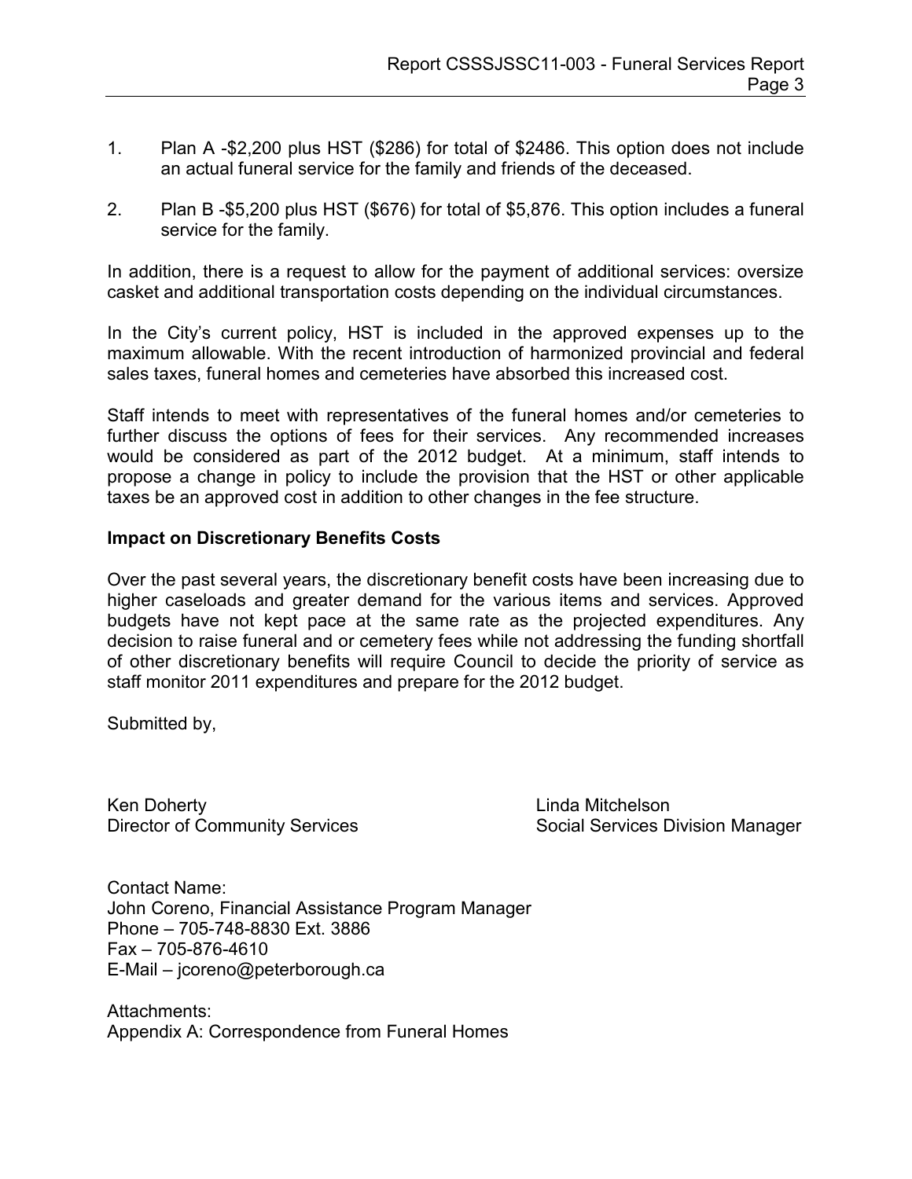1. Plan A -$2,200 plus HST ($286) for total of $2486. This option does not include an actual funeral service for the family and friends of the deceased.

2. Plan B -$5,200 plus HST ($676) for total of $5,876. This option includes a funeral service for the family.

In addition, there is a request to allow for the payment of additional services: oversize casket and additional transportation costs depending on the individual circumstances.

In the City's current policy, HST is included in the approved expenses up to the maximum allowable. With the recent introduction of harmonized provincial and federal sales taxes, funeral homes and cemeteries have absorbed this increased cost.

Staff intends to meet with representatives of the funeral homes and/or cemeteries to further discuss the options of fees for their services. Any recommended increases would be considered as part of the 2012 budget. At a minimum, staff intends to propose a change in policy to include the provision that the HST or other applicable taxes be an approved cost in addition to other changes in the fee structure.

**Impact on Discretionary Benefits Costs**

Over the past several years, the discretionary benefit costs have been increasing due to higher caseloads and greater demand for the various items and services. Approved budgets have not kept pace at the same rate as the projected expenditures. Any decision to raise funeral and or cemetery fees while not addressing the funding shortfall of other discretionary benefits will require Council to decide the priority of service as staff monitor 2011 expenditures and prepare for the 2012 budget.

Submitted by,

Ken Doherty
Director of Community Services

Linda Mitchelson
Social Services Division Manager

Contact Name:
John Coreno, Financial Assistance Program Manager
Phone – 705-748-8830 Ext. 3886
Fax – 705-876-4610
E-Mail – jcoreno@peterborough.ca

Attachments:
Appendix A: Correspondence from Funeral Homes